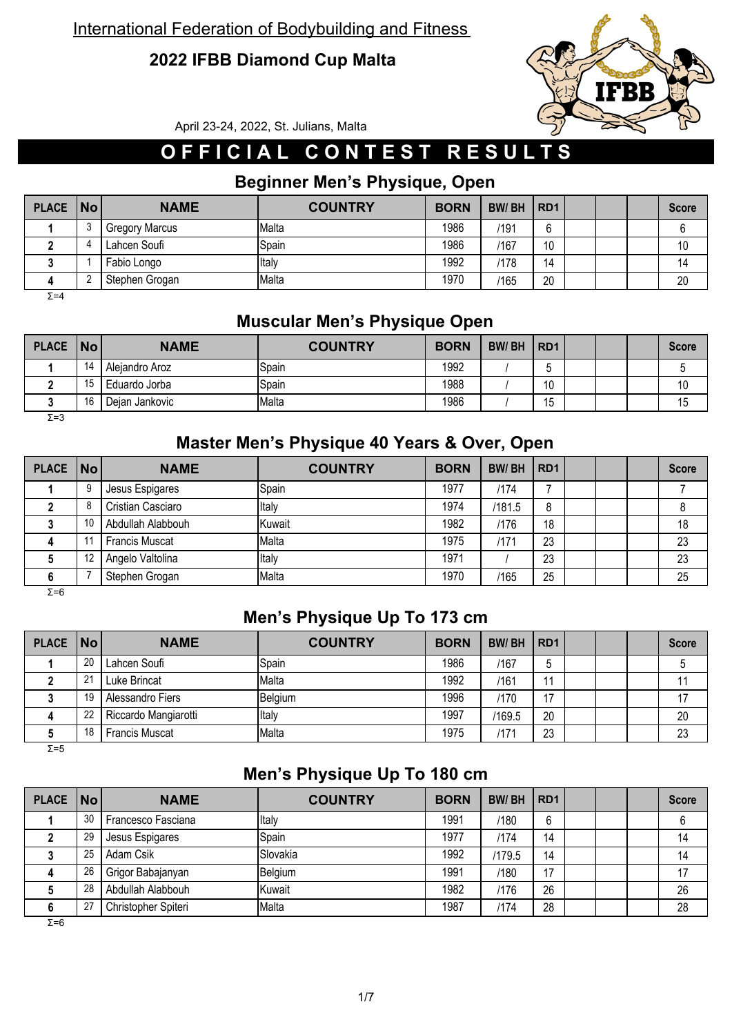International Federation of Bodybuilding and Fitness

# 2022 IFBB Diamond Cup Malta

April 23-24, 2022, St. Julians, Malta

## OFFICIAL CONTEST RESULTS

### Beginner Men's Physique, Open

| PLACE | No | NAME | COUNTRY | BORN | BW/ BH | RD1 | | | | Score |
|---|---|---|---|---|---|---|---|---|---|---|
| 1 | 3 | Gregory Marcus | Malta | 1986 | /191 | 6 | | | | 6 |
| 2 | 4 | Lahcen Soufi | Spain | 1986 | /167 | 10 | | | | 10 |
| 3 | 1 | Fabio Longo | Italy | 1992 | /178 | 14 | | | | 14 |
| 4 | 2 | Stephen Grogan | Malta | 1970 | /165 | 20 | | | | 20 |

Σ=4

### Muscular Men's Physique Open

| PLACE | No | NAME | COUNTRY | BORN | BW/ BH | RD1 | | | | Score |
|---|---|---|---|---|---|---|---|---|---|---|
| 1 | 14 | Alejandro Aroz | Spain | 1992 | / | 5 | | | | 5 |
| 2 | 15 | Eduardo Jorba | Spain | 1988 | / | 10 | | | | 10 |
| 3 | 16 | Dejan Jankovic | Malta | 1986 | / | 15 | | | | 15 |

Σ=3

### Master Men's Physique 40 Years & Over, Open

| PLACE | No | NAME | COUNTRY | BORN | BW/ BH | RD1 | | | | Score |
|---|---|---|---|---|---|---|---|---|---|---|
| 1 | 9 | Jesus Espigares | Spain | 1977 | /174 | 7 | | | | 7 |
| 2 | 8 | Cristian Casciaro | Italy | 1974 | /181.5 | 8 | | | | 8 |
| 3 | 10 | Abdullah Alabbouh | Kuwait | 1982 | /176 | 18 | | | | 18 |
| 4 | 11 | Francis Muscat | Malta | 1975 | /171 | 23 | | | | 23 |
| 5 | 12 | Angelo Valtolina | Italy | 1971 | / | 23 | | | | 23 |
| 6 | 7 | Stephen Grogan | Malta | 1970 | /165 | 25 | | | | 25 |

Σ=6

### Men's Physique Up To 173 cm

| PLACE | No | NAME | COUNTRY | BORN | BW/ BH | RD1 | | | | Score |
|---|---|---|---|---|---|---|---|---|---|---|
| 1 | 20 | Lahcen Soufi | Spain | 1986 | /167 | 5 | | | | 5 |
| 2 | 21 | Luke Brincat | Malta | 1992 | /161 | 11 | | | | 11 |
| 3 | 19 | Alessandro Fiers | Belgium | 1996 | /170 | 17 | | | | 17 |
| 4 | 22 | Riccardo Mangiarotti | Italy | 1997 | /169.5 | 20 | | | | 20 |
| 5 | 18 | Francis Muscat | Malta | 1975 | /171 | 23 | | | | 23 |

Σ=5

### Men's Physique Up To 180 cm

| PLACE | No | NAME | COUNTRY | BORN | BW/ BH | RD1 | | | | Score |
|---|---|---|---|---|---|---|---|---|---|---|
| 1 | 30 | Francesco Fasciana | Italy | 1991 | /180 | 6 | | | | 6 |
| 2 | 29 | Jesus Espigares | Spain | 1977 | /174 | 14 | | | | 14 |
| 3 | 25 | Adam Csik | Slovakia | 1992 | /179.5 | 14 | | | | 14 |
| 4 | 26 | Grigor Babajanyan | Belgium | 1991 | /180 | 17 | | | | 17 |
| 5 | 28 | Abdullah Alabbouh | Kuwait | 1982 | /176 | 26 | | | | 26 |
| 6 | 27 | Christopher Spiteri | Malta | 1987 | /174 | 28 | | | | 28 |

Σ=6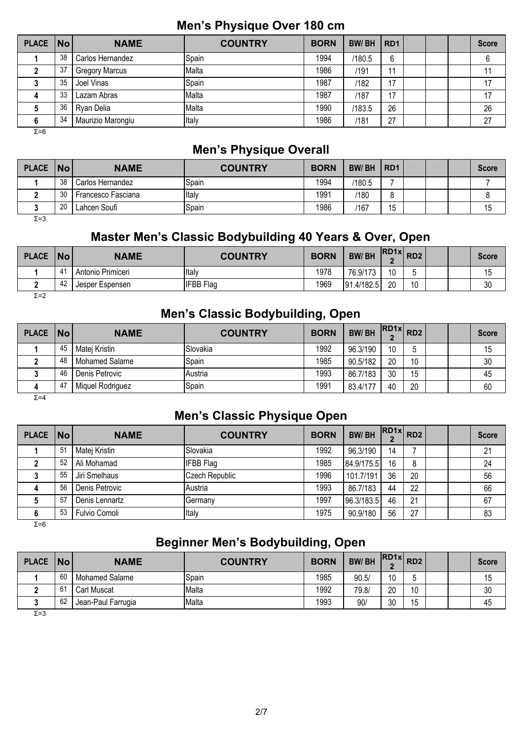## Men's Physique Over 180 cm

| PLACE | No | NAME | COUNTRY | BORN | BW/ BH | RD1 | | | | Score |
|---|---|---|---|---|---|---|---|---|---|---|
| 1 | 38 | Carlos Hernandez | Spain | 1994 | /180.5 | 6 | | | | 6 |
| 2 | 37 | Gregory Marcus | Malta | 1986 | /191 | 11 | | | | 11 |
| 3 | 35 | Joel Vinas | Spain | 1987 | /182 | 17 | | | | 17 |
| 4 | 33 | Lazam Abras | Malta | 1987 | /187 | 17 | | | | 17 |
| 5 | 36 | Ryan Delia | Malta | 1990 | /183.5 | 26 | | | | 26 |
| 6 | 34 | Maurizio Marongiu | Italy | 1986 | /181 | 27 | | | | 27 |

Σ=6

## Men's Physique Overall

| PLACE | No | NAME | COUNTRY | BORN | BW/ BH | RD1 | | | | Score |
|---|---|---|---|---|---|---|---|---|---|---|
| 1 | 38 | Carlos Hernandez | Spain | 1994 | /180.5 | 7 | | | | 7 |
| 2 | 30 | Francesco Fasciana | Italy | 1991 | /180 | 8 | | | | 8 |
| 3 | 20 | Lahcen Soufi | Spain | 1986 | /167 | 15 | | | | 15 |

Σ=3

## Master Men's Classic Bodybuilding 40 Years & Over, Open

| PLACE | No | NAME | COUNTRY | BORN | BW/ BH | RD1x 2 | RD2 | | | Score |
|---|---|---|---|---|---|---|---|---|---|---|
| 1 | 41 | Antonio Primiceri | Italy | 1978 | 76.9/173 | 10 | 5 | | | 15 |
| 2 | 42 | Jesper Espensen | IFBB Flag | 1969 | 91.4/182.5 | 20 | 10 | | | 30 |

Σ=2

## Men's Classic Bodybuilding, Open

| PLACE | No | NAME | COUNTRY | BORN | BW/ BH | RD1x 2 | RD2 | | | Score |
|---|---|---|---|---|---|---|---|---|---|---|
| 1 | 45 | Matej Kristin | Slovakia | 1992 | 96.3/190 | 10 | 5 | | | 15 |
| 2 | 48 | Mohamed Salame | Spain | 1985 | 90.5/182 | 20 | 10 | | | 30 |
| 3 | 46 | Denis Petrovic | Austria | 1993 | 86.7/183 | 30 | 15 | | | 45 |
| 4 | 47 | Miquel Rodriguez | Spain | 1991 | 83.4/177 | 40 | 20 | | | 60 |

Σ=4

## Men's Classic Physique Open

| PLACE | No | NAME | COUNTRY | BORN | BW/ BH | RD1x 2 | RD2 | | | Score |
|---|---|---|---|---|---|---|---|---|---|---|
| 1 | 51 | Matej Kristin | Slovakia | 1992 | 96.3/190 | 14 | 7 | | | 21 |
| 2 | 52 | Ali Mohamad | IFBB Flag | 1985 | 84.9/175.5 | 16 | 8 | | | 24 |
| 3 | 55 | Jiri Smelhaus | Czech Republic | 1996 | 101.7/191 | 36 | 20 | | | 56 |
| 4 | 56 | Denis Petrovic | Austria | 1993 | 86.7/183 | 44 | 22 | | | 66 |
| 5 | 57 | Denis Lennartz | Germany | 1997 | 96.3/183.5 | 46 | 21 | | | 67 |
| 6 | 53 | Fulvio Comoli | Italy | 1975 | 90.9/180 | 56 | 27 | | | 83 |

Σ=6

## Beginner Men's Bodybuilding, Open

| PLACE | No | NAME | COUNTRY | BORN | BW/ BH | RD1x 2 | RD2 | | | Score |
|---|---|---|---|---|---|---|---|---|---|---|
| 1 | 60 | Mohamed Salame | Spain | 1985 | 90.5/ | 10 | 5 | | | 15 |
| 2 | 61 | Carl Muscat | Malta | 1992 | 79.8/ | 20 | 10 | | | 30 |
| 3 | 62 | Jean-Paul Farrugia | Malta | 1993 | 90/ | 30 | 15 | | | 45 |

Σ=3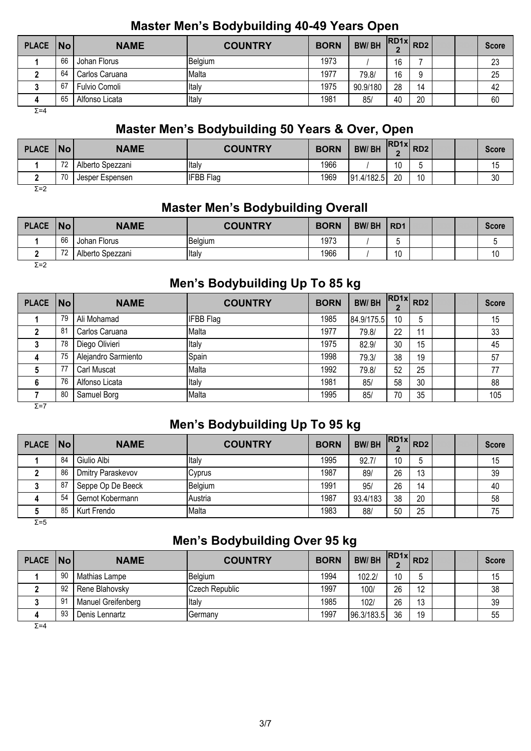## Master Men's Bodybuilding 40-49 Years Open

| PLACE | No | NAME | COUNTRY | BORN | BW/ BH | RD1x 2 | RD2 | | | Score |
|---|---|---|---|---|---|---|---|---|---|---|
| 1 | 66 | Johan Florus | Belgium | 1973 | / | 16 | 7 | | | 23 |
| 2 | 64 | Carlos Caruana | Malta | 1977 | 79.8/ | 16 | 9 | | | 25 |
| 3 | 67 | Fulvio Comoli | Italy | 1975 | 90.9/180 | 28 | 14 | | | 42 |
| 4 | 65 | Alfonso Licata | Italy | 1981 | 85/ | 40 | 20 | | | 60 |

Σ=4

## Master Men's Bodybuilding 50 Years & Over, Open

| PLACE | No | NAME | COUNTRY | BORN | BW/ BH | RD1x 2 | RD2 | | | Score |
|---|---|---|---|---|---|---|---|---|---|---|
| 1 | 72 | Alberto Spezzani | Italy | 1966 | / | 10 | 5 | | | 15 |
| 2 | 70 | Jesper Espensen | IFBB Flag | 1969 | 91.4/182.5 | 20 | 10 | | | 30 |

Σ=2

## Master Men's Bodybuilding Overall

| PLACE | No | NAME | COUNTRY | BORN | BW/ BH | RD1 | | | | Score |
|---|---|---|---|---|---|---|---|---|---|---|
| 1 | 66 | Johan Florus | Belgium | 1973 | / | 5 | | | | 5 |
| 2 | 72 | Alberto Spezzani | Italy | 1966 | / | 10 | | | | 10 |

Σ=2

## Men's Bodybuilding Up To 85 kg

| PLACE | No | NAME | COUNTRY | BORN | BW/ BH | RD1x 2 | RD2 | | | Score |
|---|---|---|---|---|---|---|---|---|---|---|
| 1 | 79 | Ali Mohamad | IFBB Flag | 1985 | 84.9/175.5 | 10 | 5 | | | 15 |
| 2 | 81 | Carlos Caruana | Malta | 1977 | 79.8/ | 22 | 11 | | | 33 |
| 3 | 78 | Diego Olivieri | Italy | 1975 | 82.9/ | 30 | 15 | | | 45 |
| 4 | 75 | Alejandro Sarmiento | Spain | 1998 | 79.3/ | 38 | 19 | | | 57 |
| 5 | 77 | Carl Muscat | Malta | 1992 | 79.8/ | 52 | 25 | | | 77 |
| 6 | 76 | Alfonso Licata | Italy | 1981 | 85/ | 58 | 30 | | | 88 |
| 7 | 80 | Samuel Borg | Malta | 1995 | 85/ | 70 | 35 | | | 105 |

Σ=7

## Men's Bodybuilding Up To 95 kg

| PLACE | No | NAME | COUNTRY | BORN | BW/ BH | RD1x 2 | RD2 | | | Score |
|---|---|---|---|---|---|---|---|---|---|---|
| 1 | 84 | Giulio Albi | Italy | 1995 | 92.7/ | 10 | 5 | | | 15 |
| 2 | 86 | Dmitry Paraskevov | Cyprus | 1987 | 89/ | 26 | 13 | | | 39 |
| 3 | 87 | Seppe Op De Beeck | Belgium | 1991 | 95/ | 26 | 14 | | | 40 |
| 4 | 54 | Gernot Kobermann | Austria | 1987 | 93.4/183 | 38 | 20 | | | 58 |
| 5 | 85 | Kurt Frendo | Malta | 1983 | 88/ | 50 | 25 | | | 75 |

Σ=5

## Men's Bodybuilding Over 95 kg

| PLACE | No | NAME | COUNTRY | BORN | BW/ BH | RD1x 2 | RD2 | | | Score |
|---|---|---|---|---|---|---|---|---|---|---|
| 1 | 90 | Mathias Lampe | Belgium | 1994 | 102.2/ | 10 | 5 | | | 15 |
| 2 | 92 | Rene Blahovsky | Czech Republic | 1997 | 100/ | 26 | 12 | | | 38 |
| 3 | 91 | Manuel Greifenberg | Italy | 1985 | 102/ | 26 | 13 | | | 39 |
| 4 | 93 | Denis Lennartz | Germany | 1997 | 96.3/183.5 | 36 | 19 | | | 55 |

Σ=4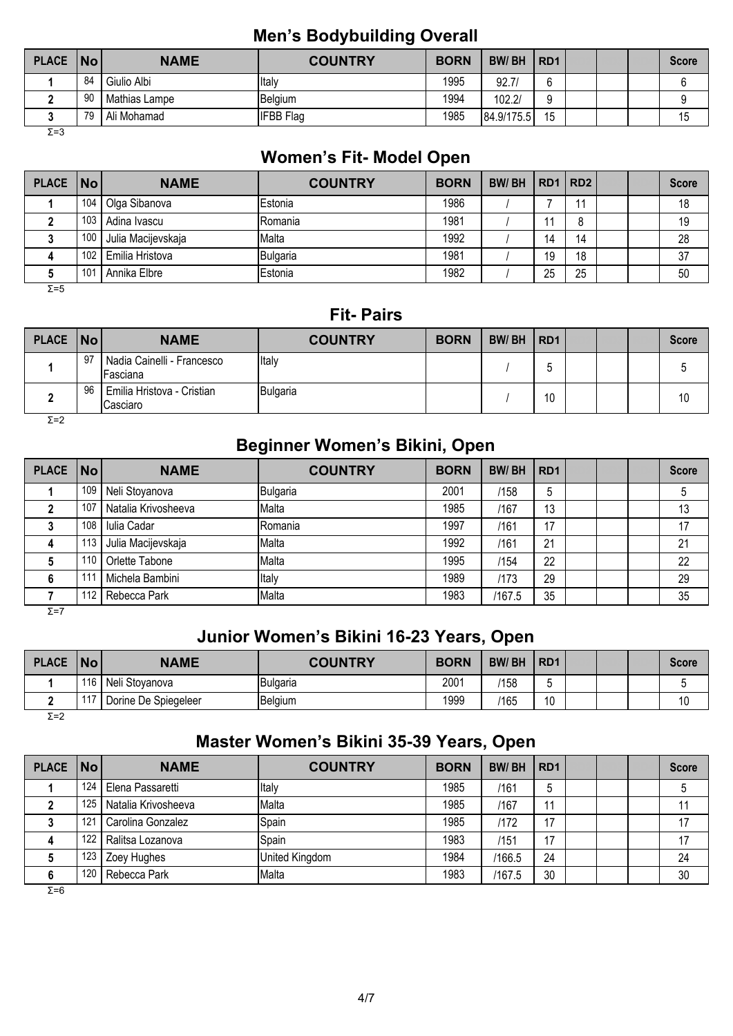## Men's Bodybuilding Overall

| PLACE | No | NAME | COUNTRY | BORN | BW/ BH | RD1 | | | | Score |
|---|---|---|---|---|---|---|---|---|---|---|
| 1 | 84 | Giulio Albi | Italy | 1995 | 92.7/ | 6 | | | | 6 |
| 2 | 90 | Mathias Lampe | Belgium | 1994 | 102.2/ | 9 | | | | 9 |
| 3 | 79 | Ali Mohamad | IFBB Flag | 1985 | 84.9/175.5 | 15 | | | | 15 |

Σ=3

## Women's Fit- Model Open

| PLACE | No | NAME | COUNTRY | BORN | BW/ BH | RD1 | RD2 | | | Score |
|---|---|---|---|---|---|---|---|---|---|---|
| 1 | 104 | Olga Sibanova | Estonia | 1986 | / | 7 | 11 | | | 18 |
| 2 | 103 | Adina Ivascu | Romania | 1981 | / | 11 | 8 | | | 19 |
| 3 | 100 | Julia Macijevskaja | Malta | 1992 | / | 14 | 14 | | | 28 |
| 4 | 102 | Emilia Hristova | Bulgaria | 1981 | / | 19 | 18 | | | 37 |
| 5 | 101 | Annika Elbre | Estonia | 1982 | / | 25 | 25 | | | 50 |

Σ=5

## Fit- Pairs

| PLACE | No | NAME | COUNTRY | BORN | BW/ BH | RD1 | | | | Score |
|---|---|---|---|---|---|---|---|---|---|---|
| 1 | 97 | Nadia Cainelli - Francesco Fasciana | Italy | | / | 5 | | | | 5 |
| 2 | 96 | Emilia Hristova - Cristian Casciaro | Bulgaria | | / | 10 | | | | 10 |

Σ=2

## Beginner Women's Bikini, Open

| PLACE | No | NAME | COUNTRY | BORN | BW/ BH | RD1 | | | | Score |
|---|---|---|---|---|---|---|---|---|---|---|
| 1 | 109 | Neli Stoyanova | Bulgaria | 2001 | /158 | 5 | | | | 5 |
| 2 | 107 | Natalia Krivosheeva | Malta | 1985 | /167 | 13 | | | | 13 |
| 3 | 108 | Iulia Cadar | Romania | 1997 | /161 | 17 | | | | 17 |
| 4 | 113 | Julia Macijevskaja | Malta | 1992 | /161 | 21 | | | | 21 |
| 5 | 110 | Orlette Tabone | Malta | 1995 | /154 | 22 | | | | 22 |
| 6 | 111 | Michela Bambini | Italy | 1989 | /173 | 29 | | | | 29 |
| 7 | 112 | Rebecca Park | Malta | 1983 | /167.5 | 35 | | | | 35 |

Σ=7

## Junior Women's Bikini 16-23 Years, Open

| PLACE | No | NAME | COUNTRY | BORN | BW/ BH | RD1 | | | | Score |
|---|---|---|---|---|---|---|---|---|---|---|
| 1 | 116 | Neli Stoyanova | Bulgaria | 2001 | /158 | 5 | | | | 5 |
| 2 | 117 | Dorine De Spiegeleer | Belgium | 1999 | /165 | 10 | | | | 10 |

Σ=2

## Master Women's Bikini 35-39 Years, Open

| PLACE | No | NAME | COUNTRY | BORN | BW/ BH | RD1 | | | | Score |
|---|---|---|---|---|---|---|---|---|---|---|
| 1 | 124 | Elena Passaretti | Italy | 1985 | /161 | 5 | | | | 5 |
| 2 | 125 | Natalia Krivosheeva | Malta | 1985 | /167 | 11 | | | | 11 |
| 3 | 121 | Carolina Gonzalez | Spain | 1985 | /172 | 17 | | | | 17 |
| 4 | 122 | Ralitsa Lozanova | Spain | 1983 | /151 | 17 | | | | 17 |
| 5 | 123 | Zoey Hughes | United Kingdom | 1984 | /166.5 | 24 | | | | 24 |
| 6 | 120 | Rebecca Park | Malta | 1983 | /167.5 | 30 | | | | 30 |

Σ=6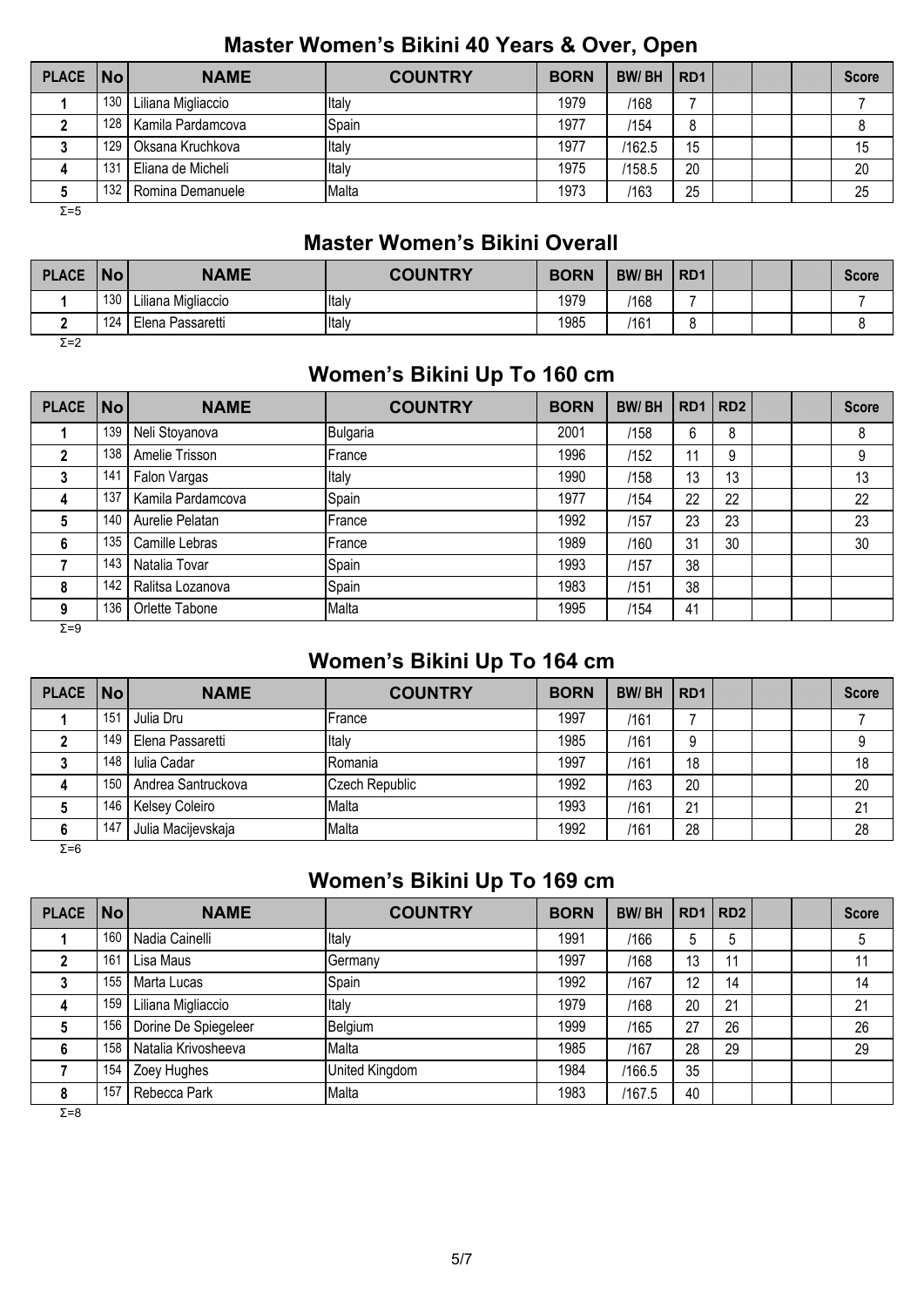## Master Women's Bikini 40 Years & Over, Open

| PLACE | No | NAME | COUNTRY | BORN | BW/ BH | RD1 | | | | Score |
|---|---|---|---|---|---|---|---|---|---|---|
| 1 | 130 | Liliana Migliaccio | Italy | 1979 | /168 | 7 | | | | 7 |
| 2 | 128 | Kamila Pardamcova | Spain | 1977 | /154 | 8 | | | | 8 |
| 3 | 129 | Oksana Kruchkova | Italy | 1977 | /162.5 | 15 | | | | 15 |
| 4 | 131 | Eliana de Micheli | Italy | 1975 | /158.5 | 20 | | | | 20 |
| 5 | 132 | Romina Demanuele | Malta | 1973 | /163 | 25 | | | | 25 |

Σ=5

## Master Women's Bikini Overall

| PLACE | No | NAME | COUNTRY | BORN | BW/ BH | RD1 | | | | Score |
|---|---|---|---|---|---|---|---|---|---|---|
| 1 | 130 | Liliana Migliaccio | Italy | 1979 | /168 | 7 | | | | 7 |
| 2 | 124 | Elena Passaretti | Italy | 1985 | /161 | 8 | | | | 8 |

Σ=2

## Women's Bikini Up To 160 cm

| PLACE | No | NAME | COUNTRY | BORN | BW/ BH | RD1 | RD2 | | | Score |
|---|---|---|---|---|---|---|---|---|---|---|
| 1 | 139 | Neli Stoyanova | Bulgaria | 2001 | /158 | 6 | 8 | | | 8 |
| 2 | 138 | Amelie Trisson | France | 1996 | /152 | 11 | 9 | | | 9 |
| 3 | 141 | Falon Vargas | Italy | 1990 | /158 | 13 | 13 | | | 13 |
| 4 | 137 | Kamila Pardamcova | Spain | 1977 | /154 | 22 | 22 | | | 22 |
| 5 | 140 | Aurelie Pelatan | France | 1992 | /157 | 23 | 23 | | | 23 |
| 6 | 135 | Camille Lebras | France | 1989 | /160 | 31 | 30 | | | 30 |
| 7 | 143 | Natalia Tovar | Spain | 1993 | /157 | 38 | | | | |
| 8 | 142 | Ralitsa Lozanova | Spain | 1983 | /151 | 38 | | | | |
| 9 | 136 | Orlette Tabone | Malta | 1995 | /154 | 41 | | | | |

Σ=9

## Women's Bikini Up To 164 cm

| PLACE | No | NAME | COUNTRY | BORN | BW/ BH | RD1 | | | | Score |
|---|---|---|---|---|---|---|---|---|---|---|
| 1 | 151 | Julia Dru | France | 1997 | /161 | 7 | | | | 7 |
| 2 | 149 | Elena Passaretti | Italy | 1985 | /161 | 9 | | | | 9 |
| 3 | 148 | Iulia Cadar | Romania | 1997 | /161 | 18 | | | | 18 |
| 4 | 150 | Andrea Santruckova | Czech Republic | 1992 | /163 | 20 | | | | 20 |
| 5 | 146 | Kelsey Coleiro | Malta | 1993 | /161 | 21 | | | | 21 |
| 6 | 147 | Julia Macijevskaja | Malta | 1992 | /161 | 28 | | | | 28 |

Σ=6

## Women's Bikini Up To 169 cm

| PLACE | No | NAME | COUNTRY | BORN | BW/ BH | RD1 | RD2 | | | Score |
|---|---|---|---|---|---|---|---|---|---|---|
| 1 | 160 | Nadia Cainelli | Italy | 1991 | /166 | 5 | 5 | | | 5 |
| 2 | 161 | Lisa Maus | Germany | 1997 | /168 | 13 | 11 | | | 11 |
| 3 | 155 | Marta Lucas | Spain | 1992 | /167 | 12 | 14 | | | 14 |
| 4 | 159 | Liliana Migliaccio | Italy | 1979 | /168 | 20 | 21 | | | 21 |
| 5 | 156 | Dorine De Spiegeleer | Belgium | 1999 | /165 | 27 | 26 | | | 26 |
| 6 | 158 | Natalia Krivosheeva | Malta | 1985 | /167 | 28 | 29 | | | 29 |
| 7 | 154 | Zoey Hughes | United Kingdom | 1984 | /166.5 | 35 | | | | |
| 8 | 157 | Rebecca Park | Malta | 1983 | /167.5 | 40 | | | | |

Σ=8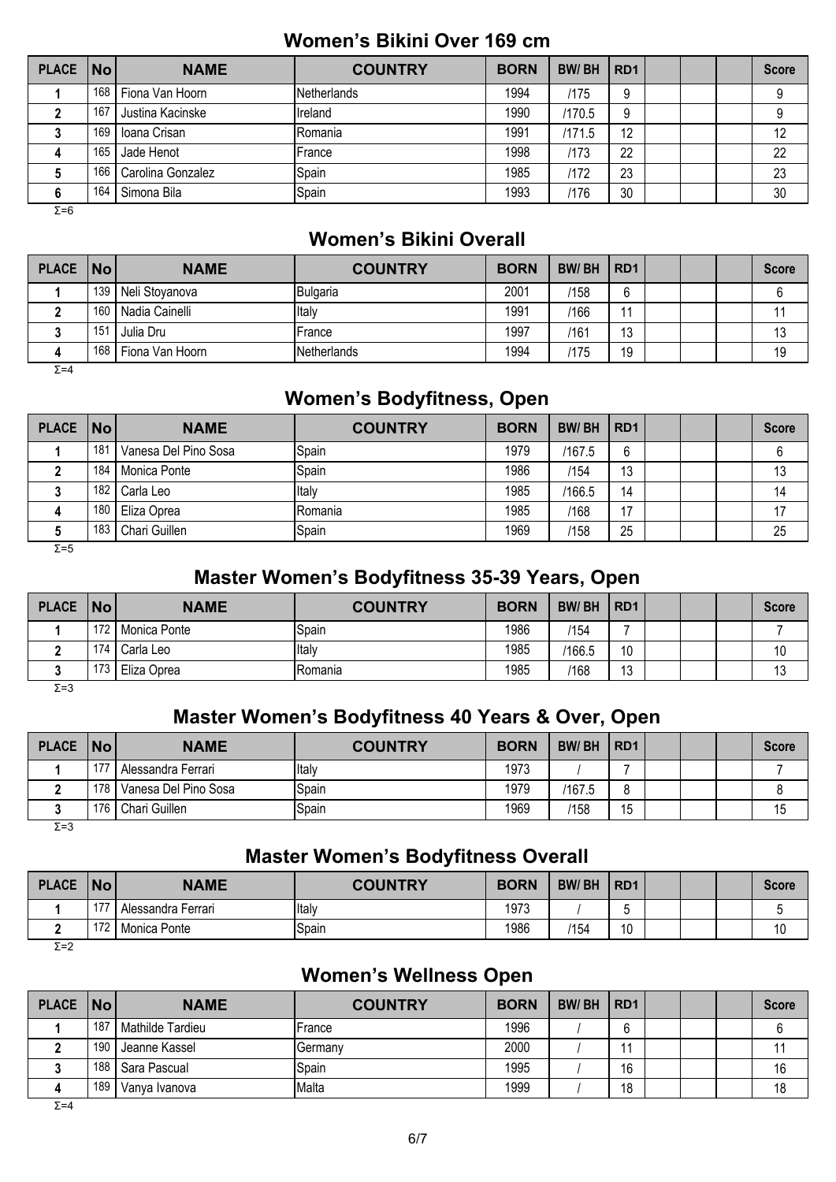## Women's Bikini Over 169 cm

| PLACE | No | NAME | COUNTRY | BORN | BW/ BH | RD1 | | | | Score |
|---|---|---|---|---|---|---|---|---|---|---|
| 1 | 168 | Fiona Van Hoorn | Netherlands | 1994 | /175 | 9 | | | | 9 |
| 2 | 167 | Justina Kacinske | Ireland | 1990 | /170.5 | 9 | | | | 9 |
| 3 | 169 | Ioana Crisan | Romania | 1991 | /171.5 | 12 | | | | 12 |
| 4 | 165 | Jade Henot | France | 1998 | /173 | 22 | | | | 22 |
| 5 | 166 | Carolina Gonzalez | Spain | 1985 | /172 | 23 | | | | 23 |
| 6 | 164 | Simona Bila | Spain | 1993 | /176 | 30 | | | | 30 |

Σ=6

## Women's Bikini Overall

| PLACE | No | NAME | COUNTRY | BORN | BW/ BH | RD1 | | | | Score |
|---|---|---|---|---|---|---|---|---|---|---|
| 1 | 139 | Neli Stoyanova | Bulgaria | 2001 | /158 | 6 | | | | 6 |
| 2 | 160 | Nadia Cainelli | Italy | 1991 | /166 | 11 | | | | 11 |
| 3 | 151 | Julia Dru | France | 1997 | /161 | 13 | | | | 13 |
| 4 | 168 | Fiona Van Hoorn | Netherlands | 1994 | /175 | 19 | | | | 19 |

Σ=4

## Women's Bodyfitness, Open

| PLACE | No | NAME | COUNTRY | BORN | BW/ BH | RD1 | | | | Score |
|---|---|---|---|---|---|---|---|---|---|---|
| 1 | 181 | Vanesa Del Pino Sosa | Spain | 1979 | /167.5 | 6 | | | | 6 |
| 2 | 184 | Monica Ponte | Spain | 1986 | /154 | 13 | | | | 13 |
| 3 | 182 | Carla Leo | Italy | 1985 | /166.5 | 14 | | | | 14 |
| 4 | 180 | Eliza Oprea | Romania | 1985 | /168 | 17 | | | | 17 |
| 5 | 183 | Chari Guillen | Spain | 1969 | /158 | 25 | | | | 25 |

Σ=5

## Master Women's Bodyfitness 35-39 Years, Open

| PLACE | No | NAME | COUNTRY | BORN | BW/ BH | RD1 | | | | Score |
|---|---|---|---|---|---|---|---|---|---|---|
| 1 | 172 | Monica Ponte | Spain | 1986 | /154 | 7 | | | | 7 |
| 2 | 174 | Carla Leo | Italy | 1985 | /166.5 | 10 | | | | 10 |
| 3 | 173 | Eliza Oprea | Romania | 1985 | /168 | 13 | | | | 13 |

Σ=3

## Master Women's Bodyfitness 40 Years & Over, Open

| PLACE | No | NAME | COUNTRY | BORN | BW/ BH | RD1 | | | | Score |
|---|---|---|---|---|---|---|---|---|---|---|
| 1 | 177 | Alessandra Ferrari | Italy | 1973 | / | 7 | | | | 7 |
| 2 | 178 | Vanesa Del Pino Sosa | Spain | 1979 | /167.5 | 8 | | | | 8 |
| 3 | 176 | Chari Guillen | Spain | 1969 | /158 | 15 | | | | 15 |

Σ=3

## Master Women's Bodyfitness Overall

| PLACE | No | NAME | COUNTRY | BORN | BW/ BH | RD1 | | | | Score |
|---|---|---|---|---|---|---|---|---|---|---|
| 1 | 177 | Alessandra Ferrari | Italy | 1973 | / | 5 | | | | 5 |
| 2 | 172 | Monica Ponte | Spain | 1986 | /154 | 10 | | | | 10 |

Σ=2

## Women's Wellness Open

| PLACE | No | NAME | COUNTRY | BORN | BW/ BH | RD1 | | | | Score |
|---|---|---|---|---|---|---|---|---|---|---|
| 1 | 187 | Mathilde Tardieu | France | 1996 | / | 6 | | | | 6 |
| 2 | 190 | Jeanne Kassel | Germany | 2000 | / | 11 | | | | 11 |
| 3 | 188 | Sara Pascual | Spain | 1995 | / | 16 | | | | 16 |
| 4 | 189 | Vanya Ivanova | Malta | 1999 | / | 18 | | | | 18 |

Σ=4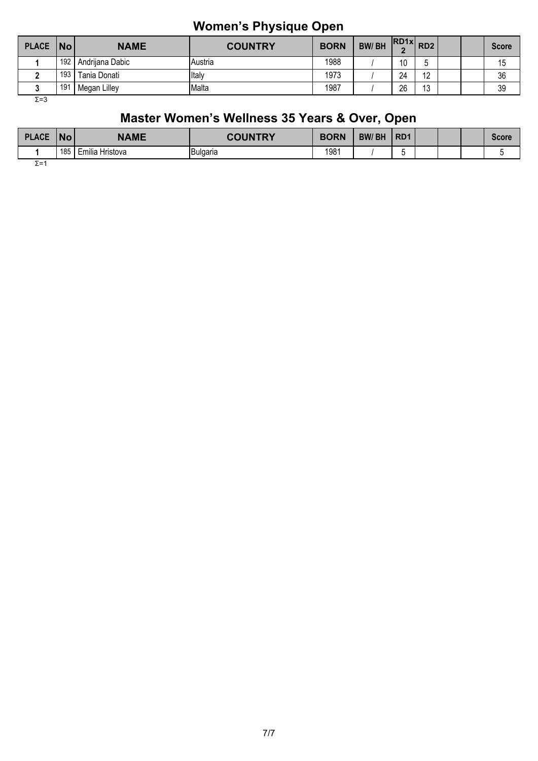## Women's Physique Open

| PLACE | No | NAME | COUNTRY | BORN | BW/ BH | RD1x 2 | RD2 | | | Score |
|---|---|---|---|---|---|---|---|---|---|---|
| 1 | 192 | Andrijana Dabic | Austria | 1988 | / | 10 | 5 | | | 15 |
| 2 | 193 | Tania Donati | Italy | 1973 | / | 24 | 12 | | | 36 |
| 3 | 191 | Megan Lilley | Malta | 1987 | / | 26 | 13 | | | 39 |

Σ=3

## Master Women's Wellness 35 Years & Over, Open

| PLACE | No | NAME | COUNTRY | BORN | BW/ BH | RD1 | | | | Score |
|---|---|---|---|---|---|---|---|---|---|---|
| 1 | 185 | Emilia Hristova | Bulgaria | 1981 | / | 5 | | | | 5 |

Σ=1